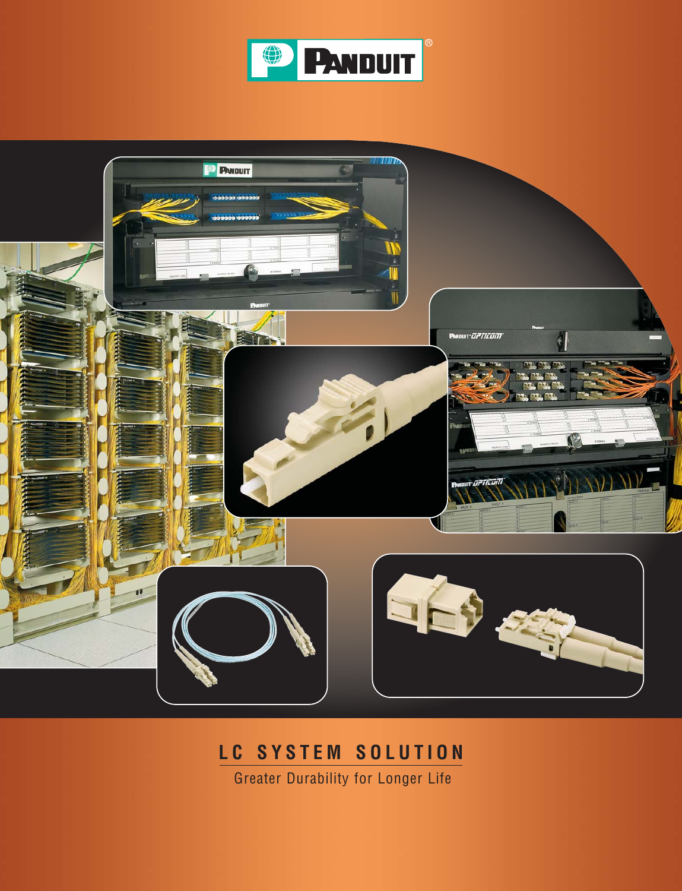PANDUIT®

# LC SYSTEM SOLUTION

Greater Durability for Longer Life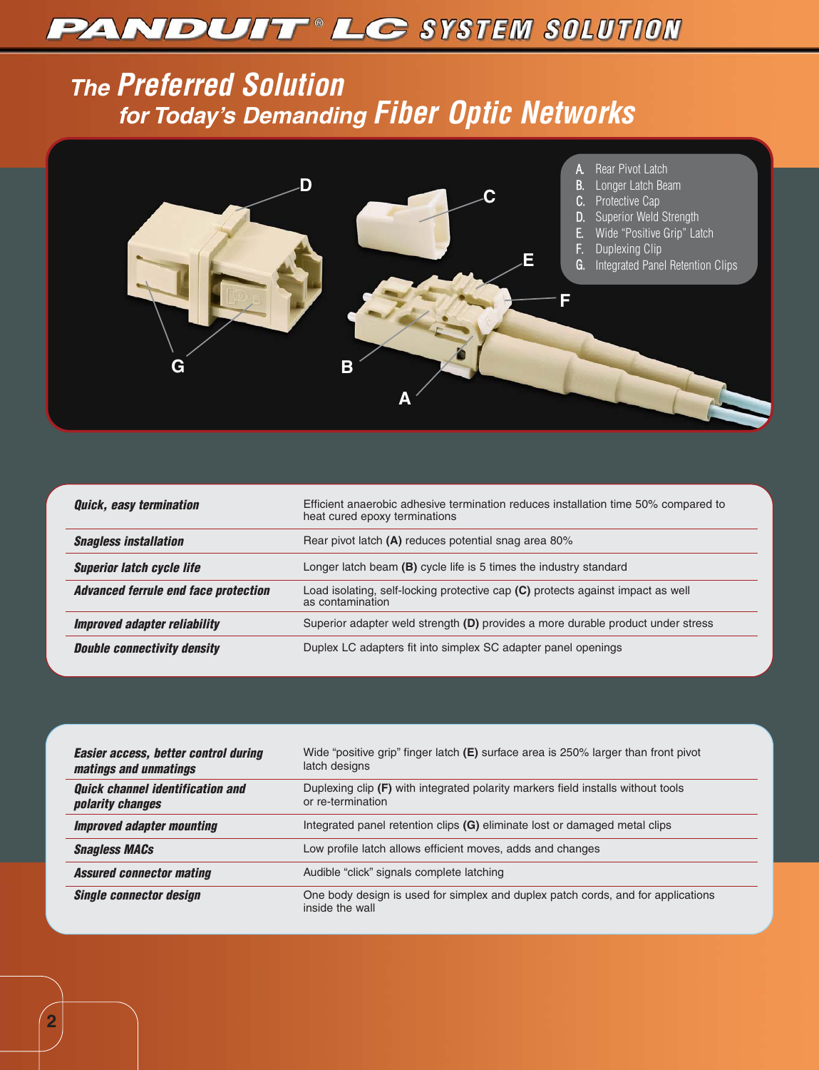# PANDUIT® LC SYSTEM SOLUTION

## The Preferred Solution for Today's Demanding Fiber Optic Networks

A. Rear Pivot Latch
B. Longer Latch Beam
C. Protective Cap
D. Superior Weld Strength
E. Wide "Positive Grip" Latch
F. Duplexing Clip
G. Integrated Panel Retention Clips

| | |
|---|---|
| ***Quick, easy termination*** | Efficient anaerobic adhesive termination reduces installation time 50% compared to heat cured epoxy terminations |
| ***Snagless installation*** | Rear pivot latch **(A)** reduces potential snag area 80% |
| ***Superior latch cycle life*** | Longer latch beam **(B)** cycle life is 5 times the industry standard |
| ***Advanced ferrule end face protection*** | Load isolating, self-locking protective cap **(C)** protects against impact as well as contamination |
| ***Improved adapter reliability*** | Superior adapter weld strength **(D)** provides a more durable product under stress |
| ***Double connectivity density*** | Duplex LC adapters fit into simplex SC adapter panel openings |

| | |
|---|---|
| ***Easier access, better control during matings and unmatings*** | Wide "positive grip" finger latch **(E)** surface area is 250% larger than front pivot latch designs |
| ***Quick channel identification and polarity changes*** | Duplexing clip **(F)** with integrated polarity markers field installs without tools or re-termination |
| ***Improved adapter mounting*** | Integrated panel retention clips **(G)** eliminate lost or damaged metal clips |
| ***Snagless MACs*** | Low profile latch allows efficient moves, adds and changes |
| ***Assured connector mating*** | Audible "click" signals complete latching |
| ***Single connector design*** | One body design is used for simplex and duplex patch cords, and for applications inside the wall |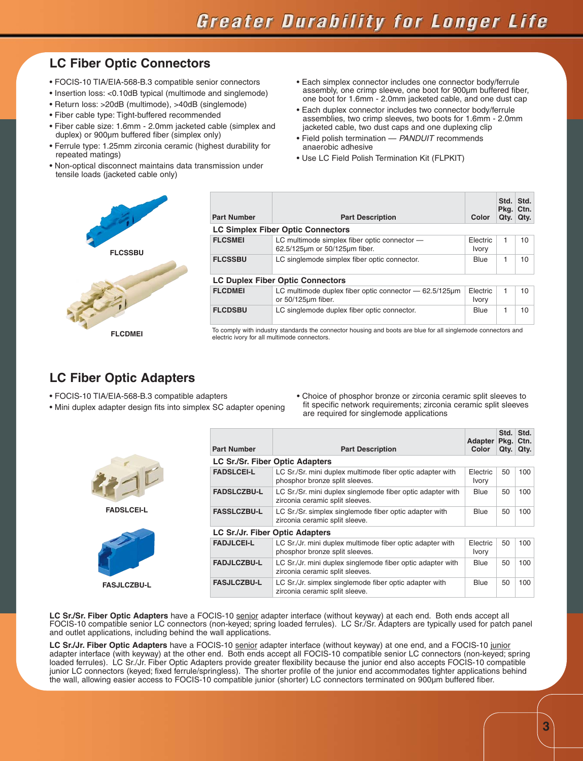## LC Fiber Optic Connectors

- FOCIS-10 TIA/EIA-568-B.3 compatible senior connectors
- Insertion loss: <0.10dB typical (multimode and singlemode)
- Return loss: >20dB (multimode), >40dB (singlemode)
- Fiber cable type: Tight-buffered recommended
- Fiber cable size: 1.6mm - 2.0mm jacketed cable (simplex and duplex) or 900µm buffered fiber (simplex only)
- Ferrule type: 1.25mm zirconia ceramic (highest durability for repeated matings)
- Non-optical disconnect maintains data transmission under tensile loads (jacketed cable only)
- Each simplex connector includes one connector body/ferrule assembly, one crimp sleeve, one boot for 900µm buffered fiber, one boot for 1.6mm - 2.0mm jacketed cable, and one dust cap
- Each duplex connector includes two connector body/ferrule assemblies, two crimp sleeves, two boots for 1.6mm - 2.0mm jacketed cable, two dust caps and one duplexing clip
- Field polish termination — *PANDUIT* recommends anaerobic adhesive
- Use LC Field Polish Termination Kit (FLPKIT)

FLCSSBU

FLCDMEI

| Part Number | Part Description | Color | Std. Pkg. Qty. | Std. Ctn. Qty. |
|---|---|---|---|---|
| **LC Simplex Fiber Optic Connectors** | | | | |
| **FLCSMEI** | LC multimode simplex fiber optic connector — 62.5/125µm or 50/125µm fiber. | Electric Ivory | 1 | 10 |
| **FLCSSBU** | LC singlemode simplex fiber optic connector. | Blue | 1 | 10 |
| **LC Duplex Fiber Optic Connectors** | | | | |
| **FLCDMEI** | LC multimode duplex fiber optic connector — 62.5/125µm or 50/125µm fiber. | Electric Ivory | 1 | 10 |
| **FLCDSBU** | LC singlemode duplex fiber optic connector. | Blue | 1 | 10 |

To comply with industry standards the connector housing and boots are blue for all singlemode connectors and electric ivory for all multimode connectors.

## LC Fiber Optic Adapters

- FOCIS-10 TIA/EIA-568-B.3 compatible adapters
- Mini duplex adapter design fits into simplex SC adapter opening
- Choice of phosphor bronze or zirconia ceramic split sleeves to fit specific network requirements; zirconia ceramic split sleeves are required for singlemode applications

FADSLCEI-L

FASJLCZBU-L

| Part Number | Part Description | Adapter Color | Std. Pkg. Qty. | Std. Ctn. Qty. |
|---|---|---|---|---|
| **LC Sr./Sr. Fiber Optic Adapters** | | | | |
| **FADSLCEI-L** | LC Sr./Sr. mini duplex multimode fiber optic adapter with phosphor bronze split sleeves. | Electric Ivory | 50 | 100 |
| **FADSLCZBU-L** | LC Sr./Sr. mini duplex singlemode fiber optic adapter with zirconia ceramic split sleeves. | Blue | 50 | 100 |
| **FASSLCZBU-L** | LC Sr./Sr. simplex singlemode fiber optic adapter with zirconia ceramic split sleeve. | Blue | 50 | 100 |
| **LC Sr./Jr. Fiber Optic Adapters** | | | | |
| **FADJLCEI-L** | LC Sr./Jr. mini duplex multimode fiber optic adapter with phosphor bronze split sleeves. | Electric Ivory | 50 | 100 |
| **FADJLCZBU-L** | LC Sr./Jr. mini duplex singlemode fiber optic adapter with zirconia ceramic split sleeves. | Blue | 50 | 100 |
| **FASJLCZBU-L** | LC Sr./Jr. simplex singlemode fiber optic adapter with zirconia ceramic split sleeve. | Blue | 50 | 100 |

**LC Sr./Sr. Fiber Optic Adapters** have a FOCIS-10 senior adapter interface (without keyway) at each end. Both ends accept all FOCIS-10 compatible senior LC connectors (non-keyed; spring loaded ferrules). LC Sr./Sr. Adapters are typically used for patch panel and outlet applications, including behind the wall applications.

**LC Sr./Jr. Fiber Optic Adapters** have a FOCIS-10 senior adapter interface (without keyway) at one end, and a FOCIS-10 junior adapter interface (with keyway) at the other end. Both ends accept all FOCIS-10 compatible senior LC connectors (non-keyed; spring loaded ferrules). LC Sr./Jr. Fiber Optic Adapters provide greater flexibility because the junior end also accepts FOCIS-10 compatible junior LC connectors (keyed; fixed ferrule/springless). The shorter profile of the junior end accommodates tighter applications behind the wall, allowing easier access to FOCIS-10 compatible junior (shorter) LC connectors terminated on 900µm buffered fiber.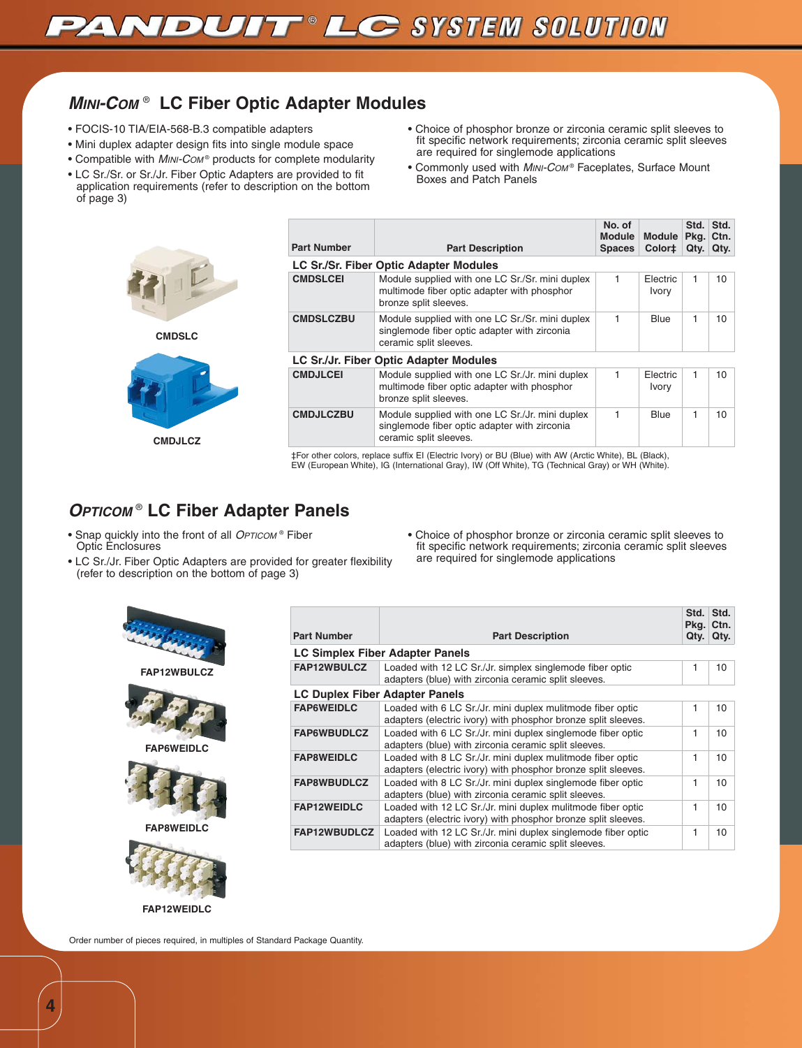## *Mini-Com*® LC Fiber Optic Adapter Modules

- FOCIS-10 TIA/EIA-568-B.3 compatible adapters
- Mini duplex adapter design fits into single module space
- Compatible with *Mini-Com*® products for complete modularity
- LC Sr./Sr. or Sr./Jr. Fiber Optic Adapters are provided to fit application requirements (refer to description on the bottom of page 3)
- Choice of phosphor bronze or zirconia ceramic split sleeves to fit specific network requirements; zirconia ceramic split sleeves are required for singlemode applications
- Commonly used with *Mini-Com*® Faceplates, Surface Mount Boxes and Patch Panels

CMDSLC

CMDJLCZ

| Part Number | Part Description | No. of Module Spaces | Module Color‡ | Std. Pkg. Qty. | Std. Ctn. Qty. |
|---|---|---|---|---|---|
| **LC Sr./Sr. Fiber Optic Adapter Modules** | | | | | |
| **CMDSLCEI** | Module supplied with one LC Sr./Sr. mini duplex multimode fiber optic adapter with phosphor bronze split sleeves. | 1 | Electric Ivory | 1 | 10 |
| **CMDSLCZBU** | Module supplied with one LC Sr./Sr. mini duplex singlemode fiber optic adapter with zirconia ceramic split sleeves. | 1 | Blue | 1 | 10 |
| **LC Sr./Jr. Fiber Optic Adapter Modules** | | | | | |
| **CMDJLCEI** | Module supplied with one LC Sr./Jr. mini duplex multimode fiber optic adapter with phosphor bronze split sleeves. | 1 | Electric Ivory | 1 | 10 |
| **CMDJLCZBU** | Module supplied with one LC Sr./Jr. mini duplex singlemode fiber optic adapter with zirconia ceramic split sleeves. | 1 | Blue | 1 | 10 |

‡For other colors, replace suffix EI (Electric Ivory) or BU (Blue) with AW (Arctic White), BL (Black), EW (European White), IG (International Gray), IW (Off White), TG (Technical Gray) or WH (White).

## *Opticom*® LC Fiber Adapter Panels

- Snap quickly into the front of all *Opticom*® Fiber Optic Enclosures
- LC Sr./Jr. Fiber Optic Adapters are provided for greater flexibility (refer to description on the bottom of page 3)
- Choice of phosphor bronze or zirconia ceramic split sleeves to fit specific network requirements; zirconia ceramic split sleeves are required for singlemode applications

FAP12WBULCZ

FAP6WEIDLC

FAP8WEIDLC

FAP12WEIDLC

| Part Number | Part Description | Std. Pkg. Qty. | Std. Ctn. Qty. |
|---|---|---|---|
| **LC Simplex Fiber Adapter Panels** | | | |
| **FAP12WBULCZ** | Loaded with 12 LC Sr./Jr. simplex singlemode fiber optic adapters (blue) with zirconia ceramic split sleeves. | 1 | 10 |
| **LC Duplex Fiber Adapter Panels** | | | |
| **FAP6WEIDLC** | Loaded with 6 LC Sr./Jr. mini duplex mulitmode fiber optic adapters (electric ivory) with phosphor bronze split sleeves. | 1 | 10 |
| **FAP6WBUDLCZ** | Loaded with 6 LC Sr./Jr. mini duplex singlemode fiber optic adapters (blue) with zirconia ceramic split sleeves. | 1 | 10 |
| **FAP8WEIDLC** | Loaded with 8 LC Sr./Jr. mini duplex mulitmode fiber optic adapters (electric ivory) with phosphor bronze split sleeves. | 1 | 10 |
| **FAP8WBUDLCZ** | Loaded with 8 LC Sr./Jr. mini duplex singlemode fiber optic adapters (blue) with zirconia ceramic split sleeves. | 1 | 10 |
| **FAP12WEIDLC** | Loaded with 12 LC Sr./Jr. mini duplex mulitmode fiber optic adapters (electric ivory) with phosphor bronze split sleeves. | 1 | 10 |
| **FAP12WBUDLCZ** | Loaded with 12 LC Sr./Jr. mini duplex singlemode fiber optic adapters (blue) with zirconia ceramic split sleeves. | 1 | 10 |

Order number of pieces required, in multiples of Standard Package Quantity.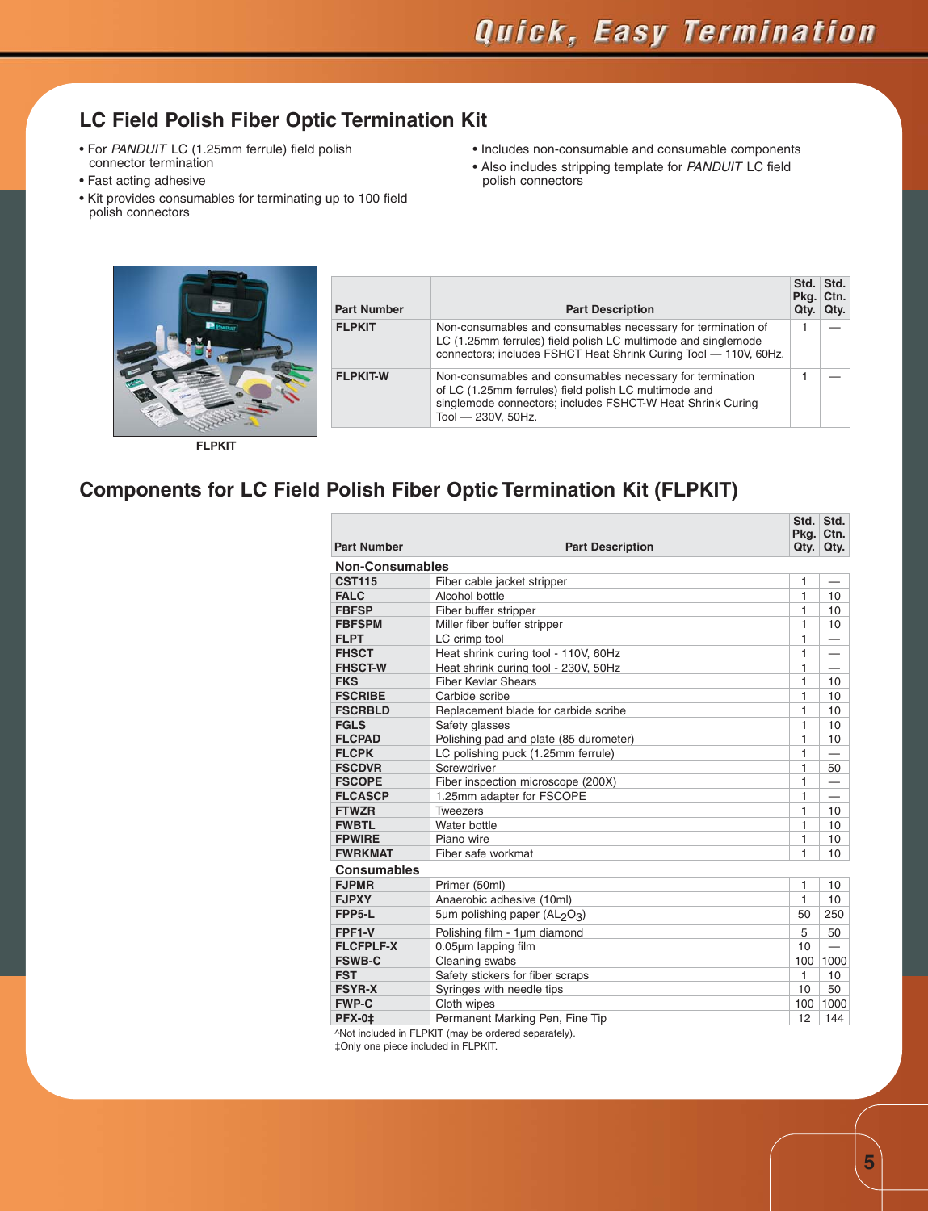## LC Field Polish Fiber Optic Termination Kit

- For *PANDUIT* LC (1.25mm ferrule) field polish connector termination
- Fast acting adhesive
- Kit provides consumables for terminating up to 100 field polish connectors
- Includes non-consumable and consumable components
- Also includes stripping template for *PANDUIT* LC field polish connectors

FLPKIT

| Part Number | Part Description | Std. Pkg. Qty. | Std. Ctn. Qty. |
|---|---|---|---|
| **FLPKIT** | Non-consumables and consumables necessary for termination of LC (1.25mm ferrules) field polish LC multimode and singlemode connectors; includes FSHCT Heat Shrink Curing Tool — 110V, 60Hz. | 1 | — |
| **FLPKIT-W** | Non-consumables and consumables necessary for termination of LC (1.25mm ferrules) field polish LC multimode and singlemode connectors; includes FSHCT-W Heat Shrink Curing Tool — 230V, 50Hz. | 1 | — |

## Components for LC Field Polish Fiber Optic Termination Kit (FLPKIT)

| Part Number | Part Description | Std. Pkg. Qty. | Std. Ctn. Qty. |
|---|---|---|---|
| **Non-Consumables** | | | |
| **CST115** | Fiber cable jacket stripper | 1 | — |
| **FALC** | Alcohol bottle | 1 | 10 |
| **FBFSP** | Fiber buffer stripper | 1 | 10 |
| **FBFSPM** | Miller fiber buffer stripper | 1 | 10 |
| **FLPT** | LC crimp tool | 1 | — |
| **FHSCT** | Heat shrink curing tool - 110V, 60Hz | 1 | — |
| **FHSCT-W** | Heat shrink curing tool - 230V, 50Hz | 1 | — |
| **FKS** | Fiber Kevlar Shears | 1 | 10 |
| **FSCRIBE** | Carbide scribe | 1 | 10 |
| **FSCRBLD** | Replacement blade for carbide scribe | 1 | 10 |
| **FGLS** | Safety glasses | 1 | 10 |
| **FLCPAD** | Polishing pad and plate (85 durometer) | 1 | 10 |
| **FLCPK** | LC polishing puck (1.25mm ferrule) | 1 | — |
| **FSCDVR** | Screwdriver | 1 | 50 |
| **FSCOPE** | Fiber inspection microscope (200X) | 1 | — |
| **FLCASCP** | 1.25mm adapter for FSCOPE | 1 | — |
| **FTWZR** | Tweezers | 1 | 10 |
| **FWBTL** | Water bottle | 1 | 10 |
| **FPWIRE** | Piano wire | 1 | 10 |
| **FWRKMAT** | Fiber safe workmat | 1 | 10 |
| **Consumables** | | | |
| **FJPMR** | Primer (50ml) | 1 | 10 |
| **FJPXY** | Anaerobic adhesive (10ml) | 1 | 10 |
| **FPP5-L** | 5µm polishing paper ($AL_2O_3$) | 50 | 250 |
| **FPF1-V** | Polishing film - 1µm diamond | 5 | 50 |
| **FLCFPLF-X** | 0.05µm lapping film | 10 | — |
| **FSWB-C** | Cleaning swabs | 100 | 1000 |
| **FST** | Safety stickers for fiber scraps | 1 | 10 |
| **FSYR-X** | Syringes with needle tips | 10 | 50 |
| **FWP-C** | Cloth wipes | 100 | 1000 |
| **PFX-0‡** | Permanent Marking Pen, Fine Tip | 12 | 144 |

^Not included in FLPKIT (may be ordered separately).
‡Only one piece included in FLPKIT.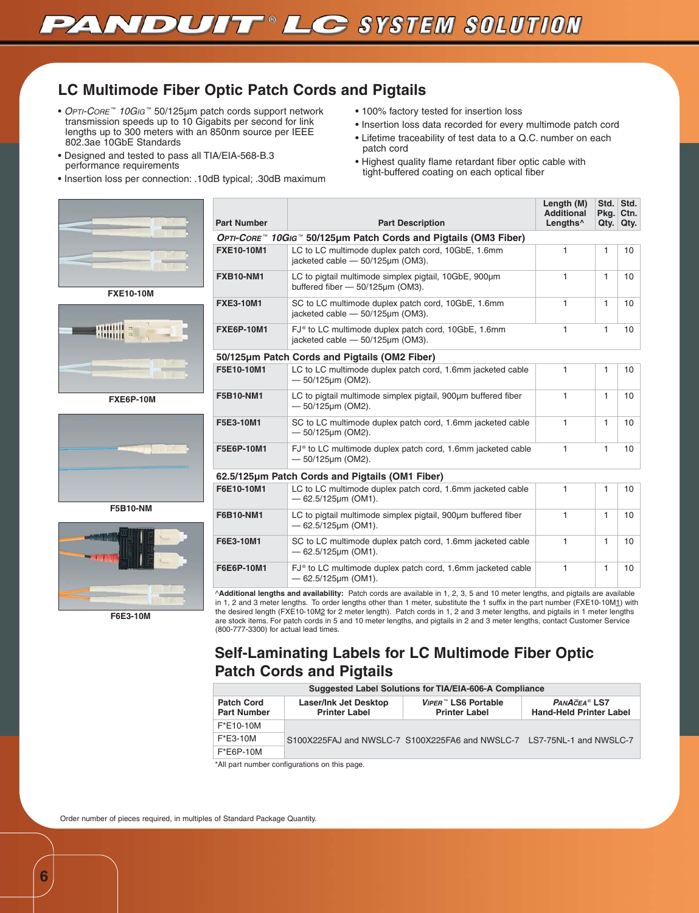## LC Multimode Fiber Optic Patch Cords and Pigtails

- *Opti-Core™ 10Gig™* 50/125µm patch cords support network transmission speeds up to 10 Gigabits per second for link lengths up to 300 meters with an 850nm source per IEEE 802.3ae 10GbE Standards
- Designed and tested to pass all TIA/EIA-568-B.3 performance requirements
- Insertion loss per connection: .10dB typical; .30dB maximum
- 100% factory tested for insertion loss
- Insertion loss data recorded for every multimode patch cord
- Lifetime traceability of test data to a Q.C. number on each patch cord
- Highest quality flame retardant fiber optic cable with tight-buffered coating on each optical fiber

FXE10-10M

FXE6P-10M

F5B10-NM

F6E3-10M

| Part Number | Part Description | Length (M) Additional Lengths^ | Std. Pkg. Qty. | Std. Ctn. Qty. |
|---|---|---|---|---|
| ***Opti-Core™ 10Gig™* 50/125µm Patch Cords and Pigtails (OM3 Fiber)** | | | | |
| **FXE10-10M1** | LC to LC multimode duplex patch cord, 10GbE, 1.6mm jacketed cable — 50/125µm (OM3). | 1 | 1 | 10 |
| **FXB10-NM1** | LC to pigtail multimode simplex pigtail, 10GbE, 900µm buffered fiber — 50/125µm (OM3). | 1 | 1 | 10 |
| **FXE3-10M1** | SC to LC multimode duplex patch cord, 10GbE, 1.6mm jacketed cable — 50/125µm (OM3). | 1 | 1 | 10 |
| **FXE6P-10M1** | FJ® to LC multimode duplex patch cord, 10GbE, 1.6mm jacketed cable — 50/125µm (OM3). | 1 | 1 | 10 |
| **50/125µm Patch Cords and Pigtails (OM2 Fiber)** | | | | |
| **F5E10-10M1** | LC to LC multimode duplex patch cord, 1.6mm jacketed cable — 50/125µm (OM2). | 1 | 1 | 10 |
| **F5B10-NM1** | LC to pigtail multimode simplex pigtail, 900µm buffered fiber — 50/125µm (OM2). | 1 | 1 | 10 |
| **F5E3-10M1** | SC to LC multimode duplex patch cord, 1.6mm jacketed cable — 50/125µm (OM2). | 1 | 1 | 10 |
| **F5E6P-10M1** | FJ® to LC multimode duplex patch cord, 1.6mm jacketed cable — 50/125µm (OM2). | 1 | 1 | 10 |
| **62.5/125µm Patch Cords and Pigtails (OM1 Fiber)** | | | | |
| **F6E10-10M1** | LC to LC multimode duplex patch cord, 1.6mm jacketed cable — 62.5/125µm (OM1). | 1 | 1 | 10 |
| **F6B10-NM1** | LC to pigtail multimode simplex pigtail, 900µm buffered fiber — 62.5/125µm (OM1). | 1 | 1 | 10 |
| **F6E3-10M1** | SC to LC multimode duplex patch cord, 1.6mm jacketed cable — 62.5/125µm (OM1). | 1 | 1 | 10 |
| **F6E6P-10M1** | FJ® to LC multimode duplex patch cord, 1.6mm jacketed cable — 62.5/125µm (OM1). | 1 | 1 | 10 |

^**Additional lengths and availability:** Patch cords are available in 1, 2, 3, 5 and 10 meter lengths, and pigtails are available in 1, 2 and 3 meter lengths. To order lengths other than 1 meter, substitute the 1 suffix in the part number (FXE10-10M1) with the desired length (FXE10-10M2 for 2 meter length). Patch cords in 1, 2 and 3 meter lengths, and pigtails in 1 meter lengths are stock items. For patch cords in 5 and 10 meter lengths, and pigtails in 2 and 3 meter lengths, contact Customer Service (800-777-3300) for actual lead times.

## Self-Laminating Labels for LC Multimode Fiber Optic Patch Cords and Pigtails

| Suggested Label Solutions for TIA/EIA-606-A Compliance | | | |
|---|---|---|---|
| **Patch Cord Part Number** | **Laser/Ink Jet Desktop Printer Label** | ***Viper™* LS6 Portable Printer Label** | ***PanAcea®* LS7 Hand-Held Printer Label** |
| F*E10-10M | S100X225FAJ and NWSLC-7 | S100X225FA6 and NWSLC-7 | LS7-75NL-1 and NWSLC-7 |
| F*E3-10M | | | |
| F*E6P-10M | | | |

*All part number configurations on this page.

Order number of pieces required, in multiples of Standard Package Quantity.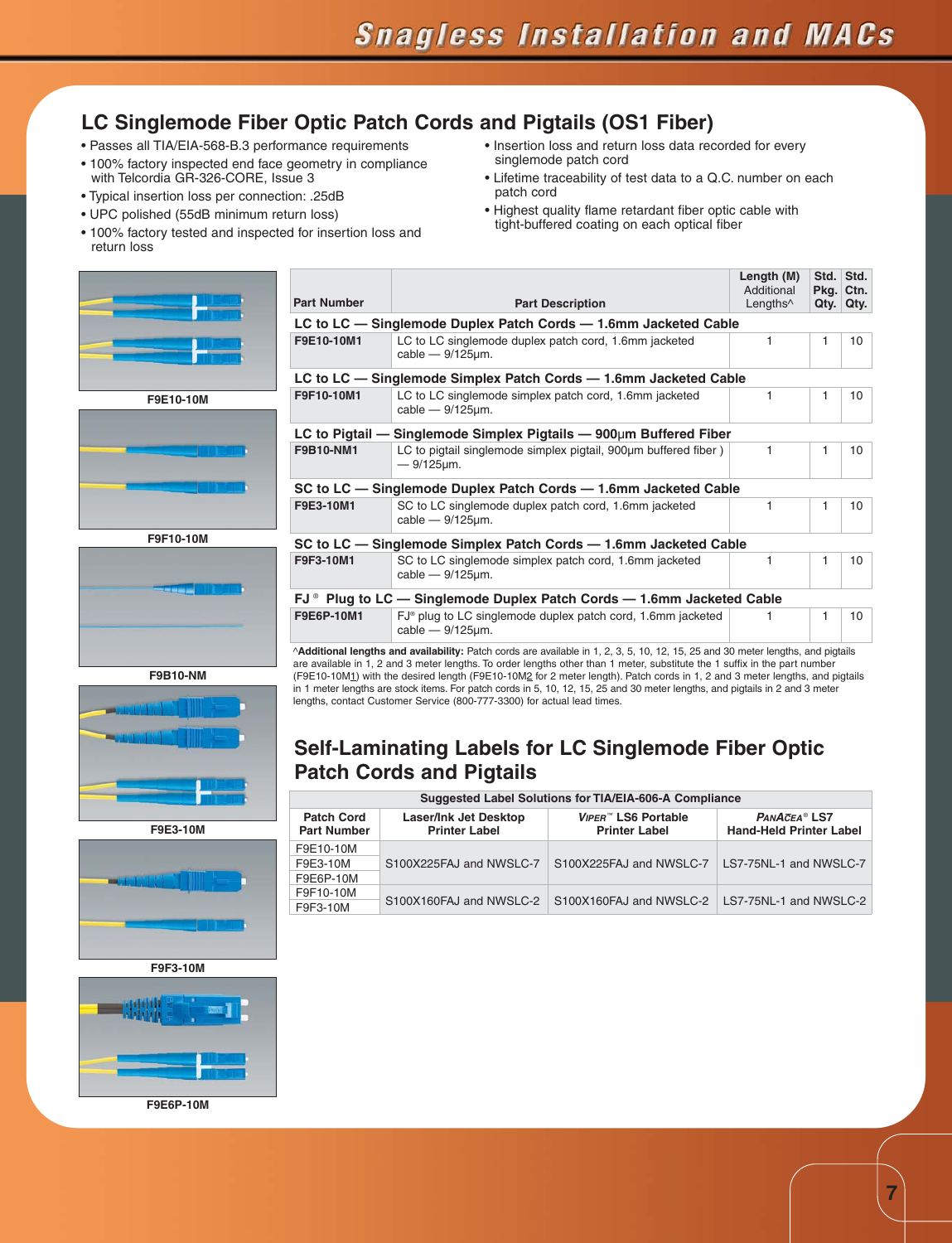## LC Singlemode Fiber Optic Patch Cords and Pigtails (OS1 Fiber)

- Passes all TIA/EIA-568-B.3 performance requirements
- 100% factory inspected end face geometry in compliance with Telcordia GR-326-CORE, Issue 3
- Typical insertion loss per connection: .25dB
- UPC polished (55dB minimum return loss)
- 100% factory tested and inspected for insertion loss and return loss
- Insertion loss and return loss data recorded for every singlemode patch cord
- Lifetime traceability of test data to a Q.C. number on each patch cord
- Highest quality flame retardant fiber optic cable with tight-buffered coating on each optical fiber

F9E10-10M

F9F10-10M

F9B10-NM

F9E3-10M

F9F3-10M

F9E6P-10M

| Part Number | Part Description | Length (M) Additional Lengths^ | Std. Pkg. Qty. | Std. Ctn. Qty. |
|---|---|---|---|---|
| **LC to LC — Singlemode Duplex Patch Cords — 1.6mm Jacketed Cable** | | | | |
| **F9E10-10M1** | LC to LC singlemode duplex patch cord, 1.6mm jacketed cable — 9/125µm. | 1 | 1 | 10 |
| **LC to LC — Singlemode Simplex Patch Cords — 1.6mm Jacketed Cable** | | | | |
| **F9F10-10M1** | LC to LC singlemode simplex patch cord, 1.6mm jacketed cable — 9/125µm. | 1 | 1 | 10 |
| **LC to Pigtail — Singlemode Simplex Pigtails — 900µm Buffered Fiber** | | | | |
| **F9B10-NM1** | LC to pigtail singlemode simplex pigtail, 900µm buffered fiber ) — 9/125µm. | 1 | 1 | 10 |
| **SC to LC — Singlemode Duplex Patch Cords — 1.6mm Jacketed Cable** | | | | |
| **F9E3-10M1** | SC to LC singlemode duplex patch cord, 1.6mm jacketed cable — 9/125µm. | 1 | 1 | 10 |
| **SC to LC — Singlemode Simplex Patch Cords — 1.6mm Jacketed Cable** | | | | |
| **F9F3-10M1** | SC to LC singlemode simplex patch cord, 1.6mm jacketed cable — 9/125µm. | 1 | 1 | 10 |
| **FJ® Plug to LC — Singlemode Duplex Patch Cords — 1.6mm Jacketed Cable** | | | | |
| **F9E6P-10M1** | FJ® plug to LC singlemode duplex patch cord, 1.6mm jacketed cable — 9/125µm. | 1 | 1 | 10 |

^**Additional lengths and availability:** Patch cords are available in 1, 2, 3, 5, 10, 12, 15, 25 and 30 meter lengths, and pigtails are available in 1, 2 and 3 meter lengths. To order lengths other than 1 meter, substitute the 1 suffix in the part number (F9E10-10M1) with the desired length (F9E10-10M2 for 2 meter length). Patch cords in 1, 2 and 3 meter lengths, and pigtails in 1 meter lengths are stock items. For patch cords in 5, 10, 12, 15, 25 and 30 meter lengths, and pigtails in 2 and 3 meter lengths, contact Customer Service (800-777-3300) for actual lead times.

## Self-Laminating Labels for LC Singlemode Fiber Optic Patch Cords and Pigtails

| Suggested Label Solutions for TIA/EIA-606-A Compliance | | | |
|---|---|---|---|
| **Patch Cord Part Number** | **Laser/Ink Jet Desktop Printer Label** | ***Viper*™ LS6 Portable Printer Label** | ***PanAcea*® LS7 Hand-Held Printer Label** |
| F9E10-10M<br>F9E3-10M<br>F9E6P-10M | S100X225FAJ and NWSLC-7 | S100X225FAJ and NWSLC-7 | LS7-75NL-1 and NWSLC-7 |
| F9F10-10M<br>F9F3-10M | S100X160FAJ and NWSLC-2 | S100X160FAJ and NWSLC-2 | LS7-75NL-1 and NWSLC-2 |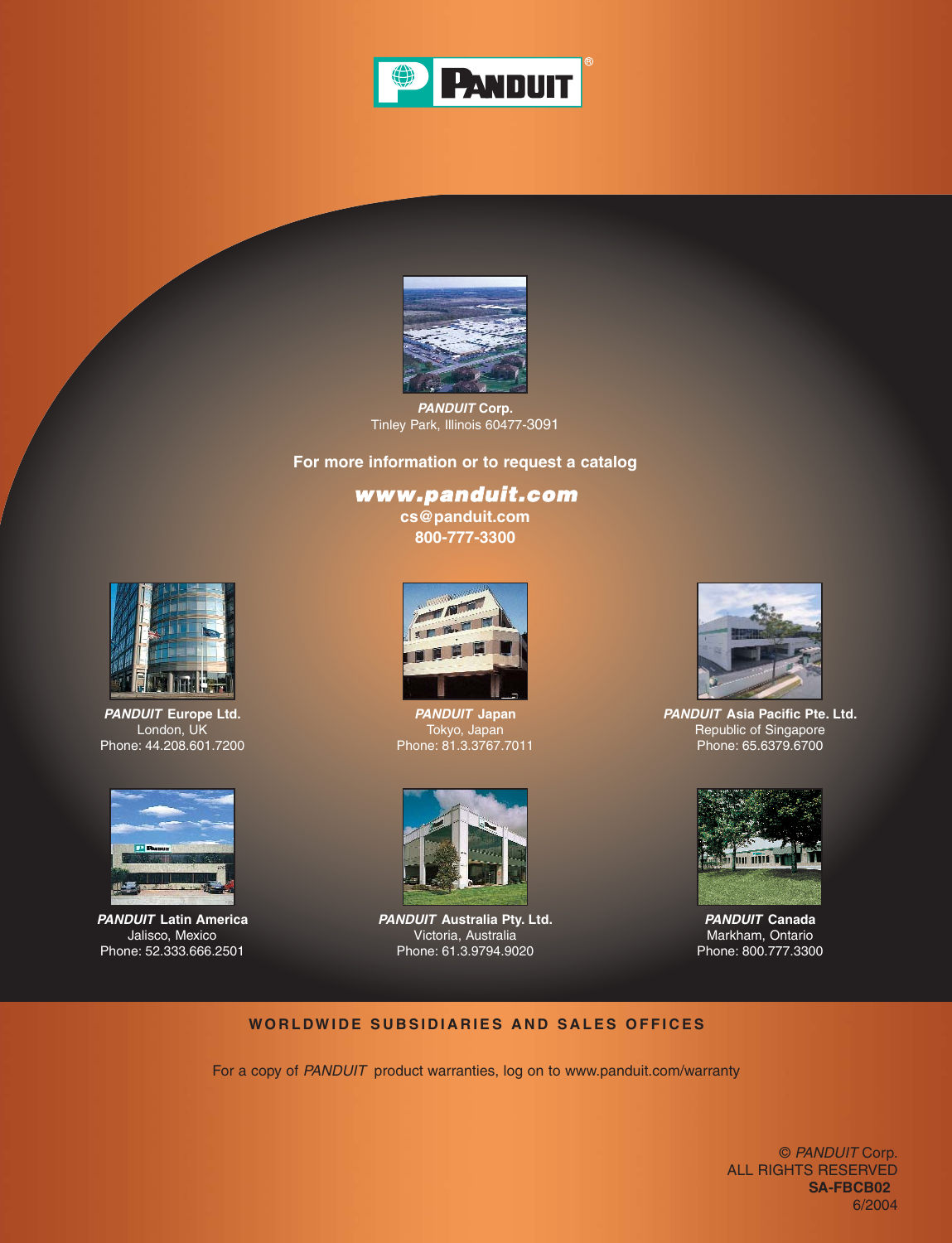PANDUIT®

***PANDUIT*** **Corp.**
Tinley Park, Illinois 60477-3091

**For more information or to request a catalog**

***www.panduit.com***
**cs@panduit.com**
**800-777-3300**

***PANDUIT*** **Europe Ltd.**
London, UK
Phone: 44.208.601.7200

***PANDUIT*** **Japan**
Tokyo, Japan
Phone: 81.3.3767.7011

***PANDUIT*** **Asia Pacific Pte. Ltd.**
Republic of Singapore
Phone: 65.6379.6700

***PANDUIT*** **Latin America**
Jalisco, Mexico
Phone: 52.333.666.2501

***PANDUIT*** **Australia Pty. Ltd.**
Victoria, Australia
Phone: 61.3.9794.9020

***PANDUIT*** **Canada**
Markham, Ontario
Phone: 800.777.3300

**WORLDWIDE SUBSIDIARIES AND SALES OFFICES**

For a copy of *PANDUIT* product warranties, log on to www.panduit.com/warranty

© *PANDUIT* Corp.
ALL RIGHTS RESERVED
**SA-FBCB02**
6/2004